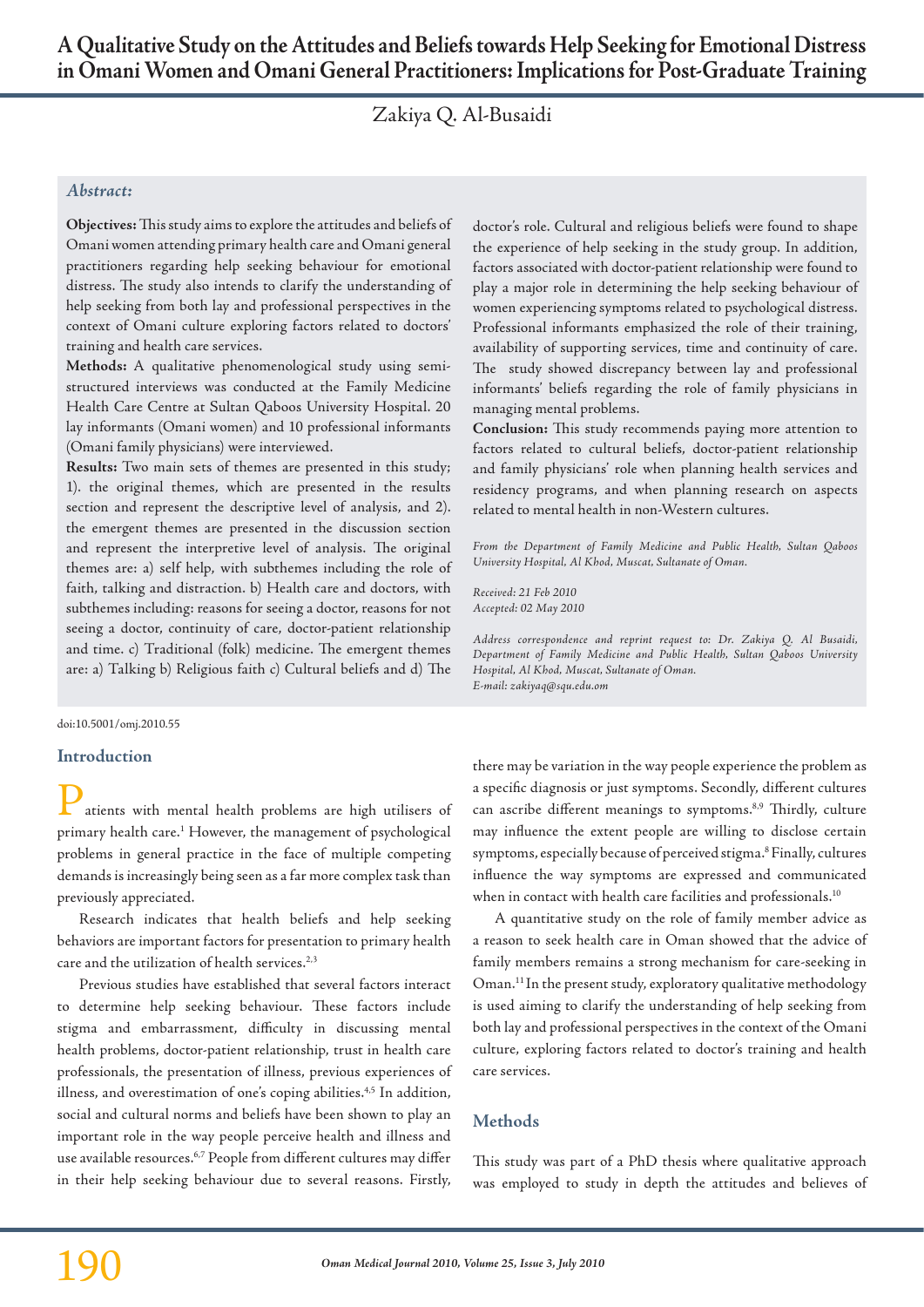# A Qualitative Study on the Attitudes and Beliefs towards Help Seeking for Emotional Distress in Omani Women and Omani General Practitioners: Implications for Post-Graduate Training

Zakiya Q. Al-Busaidi

### *Abstract:*

**Objectives:** This study aims to explore the attitudes and beliefs of Omani women attending primary health care and Omani general practitioners regarding help seeking behaviour for emotional distress. The study also intends to clarify the understanding of help seeking from both lay and professional perspectives in the context of Omani culture exploring factors related to doctors' training and health care services.

**Methods:** A qualitative phenomenological study using semi-structured interviews was conducted at the Family Medicine Health Care Centre at Sultan Qaboos University Hospital. 20 lay informants (Omani women) and 10 professional informants (Omani family physicians) were interviewed.

**Results:** Two main sets of themes are presented in this study; 1). the original themes, which are presented in the results section and represent the descriptive level of analysis, and 2). the emergent themes are presented in the discussion section and represent the interpretive level of analysis. The original themes are: a) self help, with subthemes including the role of faith, talking and distraction. b) Health care and doctors, with subthemes including: reasons for seeing a doctor, reasons for not seeing a doctor, continuity of care, doctor-patient relationship and time. c) Traditional (folk) medicine. The emergent themes are: a) Talking b) Religious faith c) Cultural beliefs and d) The doctor's role. Cultural and religious beliefs were found to shape the experience of help seeking in the study group. In addition, factors associated with doctor-patient relationship were found to play a major role in determining the help seeking behaviour of women experiencing symptoms related to psychological distress. Professional informants emphasized the role of their training, availability of supporting services, time and continuity of care. The study showed discrepancy between lay and professional informants' beliefs regarding the role of family physicians in managing mental problems.

**Conclusion:** This study recommends paying more attention to factors related to cultural beliefs, doctor-patient relationship and family physicians' role when planning health services and residency programs, and when planning research on aspects related to mental health in non-Western cultures.

*From the Department of Family Medicine and Public Health, Sultan Qaboos University Hospital, Al Khod, Muscat, Sultanate of Oman.*

*Received: 21 Feb 2010*
*Accepted: 02 May 2010*

*Address correspondence and reprint request to: Dr. Zakiya Q. Al Busaidi, Department of Family Medicine and Public Health, Sultan Qaboos University Hospital, Al Khod, Muscat, Sultanate of Oman.*
*E-mail: zakiyaq@squ.edu.om*

doi:10.5001/omj.2010.55

## Introduction

Patients with mental health problems are high utilisers of primary health care.[1] However, the management of psychological problems in general practice in the face of multiple competing demands is increasingly being seen as a far more complex task than previously appreciated.

Research indicates that health beliefs and help seeking behaviors are important factors for presentation to primary health care and the utilization of health services.[2,3]

Previous studies have established that several factors interact to determine help seeking behaviour. These factors include stigma and embarrassment, difficulty in discussing mental health problems, doctor-patient relationship, trust in health care professionals, the presentation of illness, previous experiences of illness, and overestimation of one's coping abilities.[4,5] In addition, social and cultural norms and beliefs have been shown to play an important role in the way people perceive health and illness and use available resources.[6,7] People from different cultures may differ in their help seeking behaviour due to several reasons. Firstly, there may be variation in the way people experience the problem as a specific diagnosis or just symptoms. Secondly, different cultures can ascribe different meanings to symptoms.[8,9] Thirdly, culture may influence the extent people are willing to disclose certain symptoms, especially because of perceived stigma.[8] Finally, cultures influence the way symptoms are expressed and communicated when in contact with health care facilities and professionals.[10]

A quantitative study on the role of family member advice as a reason to seek health care in Oman showed that the advice of family members remains a strong mechanism for care-seeking in Oman.[11] In the present study, exploratory qualitative methodology is used aiming to clarify the understanding of help seeking from both lay and professional perspectives in the context of the Omani culture, exploring factors related to doctor's training and health care services.

## Methods

This study was part of a PhD thesis where qualitative approach was employed to study in depth the attitudes and believes of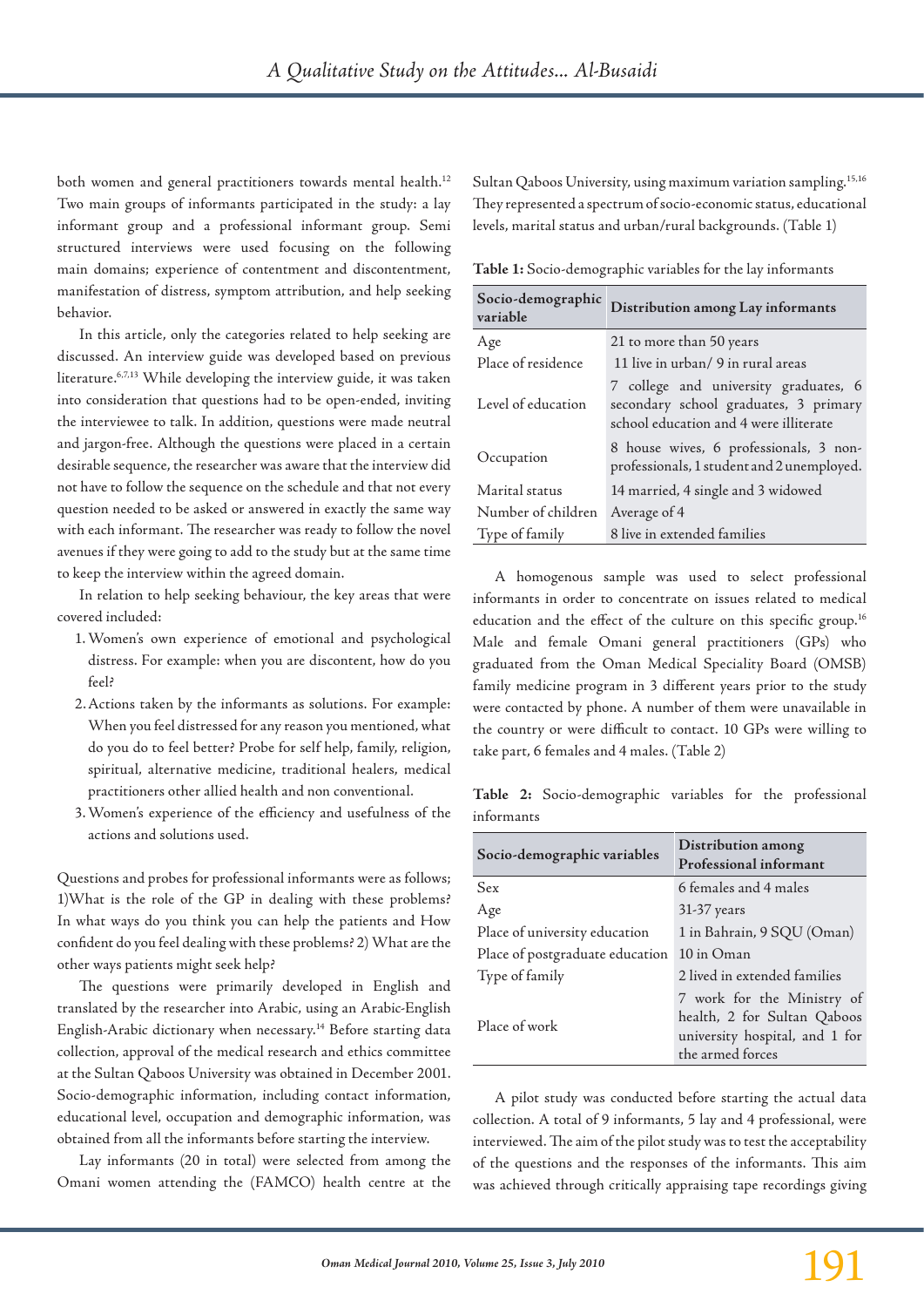both women and general practitioners towards mental health.[12] Two main groups of informants participated in the study: a lay informant group and a professional informant group. Semi structured interviews were used focusing on the following main domains; experience of contentment and discontentment, manifestation of distress, symptom attribution, and help seeking behavior.

In this article, only the categories related to help seeking are discussed. An interview guide was developed based on previous literature.[6,7,13] While developing the interview guide, it was taken into consideration that questions had to be open-ended, inviting the interviewee to talk. In addition, questions were made neutral and jargon-free. Although the questions were placed in a certain desirable sequence, the researcher was aware that the interview did not have to follow the sequence on the schedule and that not every question needed to be asked or answered in exactly the same way with each informant. The researcher was ready to follow the novel avenues if they were going to add to the study but at the same time to keep the interview within the agreed domain.

In relation to help seeking behaviour, the key areas that were covered included:

1. Women's own experience of emotional and psychological distress. For example: when you are discontent, how do you feel?
2. Actions taken by the informants as solutions. For example: When you feel distressed for any reason you mentioned, what do you do to feel better? Probe for self help, family, religion, spiritual, alternative medicine, traditional healers, medical practitioners other allied health and non conventional.
3. Women's experience of the efficiency and usefulness of the actions and solutions used.

Questions and probes for professional informants were as follows; 1)What is the role of the GP in dealing with these problems? In what ways do you think you can help the patients and How confident do you feel dealing with these problems? 2) What are the other ways patients might seek help?

The questions were primarily developed in English and translated by the researcher into Arabic, using an Arabic-English English-Arabic dictionary when necessary.[14] Before starting data collection, approval of the medical research and ethics committee at the Sultan Qaboos University was obtained in December 2001. Socio-demographic information, including contact information, educational level, occupation and demographic information, was obtained from all the informants before starting the interview.

Lay informants (20 in total) were selected from among the Omani women attending the (FAMCO) health centre at the Sultan Qaboos University, using maximum variation sampling.[15,16] They represented a spectrum of socio-economic status, educational levels, marital status and urban/rural backgrounds. (Table 1)

**Table 1:** Socio-demographic variables for the lay informants

| Socio-demographic variable | Distribution among Lay informants |
|---|---|
| Age | 21 to more than 50 years |
| Place of residence | 11 live in urban/ 9 in rural areas |
| Level of education | 7 college and university graduates, 6 secondary school graduates, 3 primary school education and 4 were illiterate |
| Occupation | 8 house wives, 6 professionals, 3 non-professionals, 1 student and 2 unemployed. |
| Marital status | 14 married, 4 single and 3 widowed |
| Number of children | Average of 4 |
| Type of family | 8 live in extended families |

A homogenous sample was used to select professional informants in order to concentrate on issues related to medical education and the effect of the culture on this specific group.[16] Male and female Omani general practitioners (GPs) who graduated from the Oman Medical Speciality Board (OMSB) family medicine program in 3 different years prior to the study were contacted by phone. A number of them were unavailable in the country or were difficult to contact. 10 GPs were willing to take part, 6 females and 4 males. (Table 2)

**Table 2:** Socio-demographic variables for the professional informants

| Socio-demographic variables | Distribution among Professional informant |
|---|---|
| Sex | 6 females and 4 males |
| Age | 31-37 years |
| Place of university education | 1 in Bahrain, 9 SQU (Oman) |
| Place of postgraduate education | 10 in Oman |
| Type of family | 2 lived in extended families |
| Place of work | 7 work for the Ministry of health, 2 for Sultan Qaboos university hospital, and 1 for the armed forces |

A pilot study was conducted before starting the actual data collection. A total of 9 informants, 5 lay and 4 professional, were interviewed. The aim of the pilot study was to test the acceptability of the questions and the responses of the informants. This aim was achieved through critically appraising tape recordings giving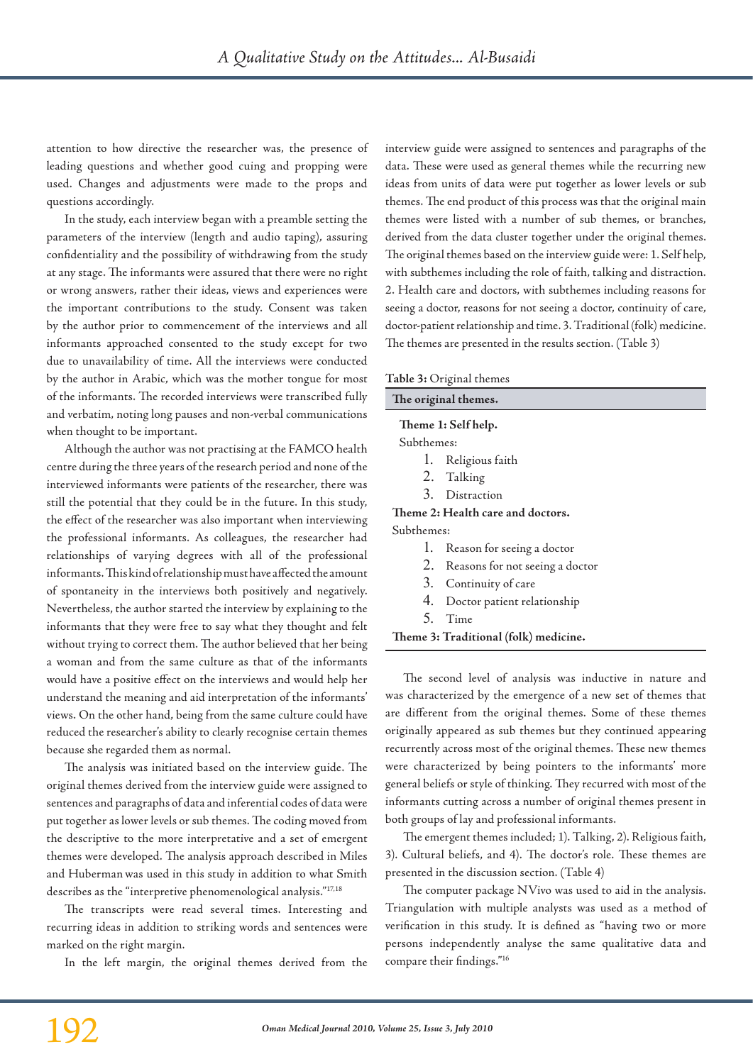attention to how directive the researcher was, the presence of leading questions and whether good cuing and propping were used. Changes and adjustments were made to the props and questions accordingly.

In the study, each interview began with a preamble setting the parameters of the interview (length and audio taping), assuring confidentiality and the possibility of withdrawing from the study at any stage. The informants were assured that there were no right or wrong answers, rather their ideas, views and experiences were the important contributions to the study. Consent was taken by the author prior to commencement of the interviews and all informants approached consented to the study except for two due to unavailability of time. All the interviews were conducted by the author in Arabic, which was the mother tongue for most of the informants. The recorded interviews were transcribed fully and verbatim, noting long pauses and non-verbal communications when thought to be important.

Although the author was not practising at the FAMCO health centre during the three years of the research period and none of the interviewed informants were patients of the researcher, there was still the potential that they could be in the future. In this study, the effect of the researcher was also important when interviewing the professional informants. As colleagues, the researcher had relationships of varying degrees with all of the professional informants. This kind of relationship must have affected the amount of spontaneity in the interviews both positively and negatively. Nevertheless, the author started the interview by explaining to the informants that they were free to say what they thought and felt without trying to correct them. The author believed that her being a woman and from the same culture as that of the informants would have a positive effect on the interviews and would help her understand the meaning and aid interpretation of the informants' views. On the other hand, being from the same culture could have reduced the researcher's ability to clearly recognise certain themes because she regarded them as normal.

The analysis was initiated based on the interview guide. The original themes derived from the interview guide were assigned to sentences and paragraphs of data and inferential codes of data were put together as lower levels or sub themes. The coding moved from the descriptive to the more interpretative and a set of emergent themes were developed. The analysis approach described in Miles and Huberman was used in this study in addition to what Smith describes as the "interpretive phenomenological analysis."[17,18]

The transcripts were read several times. Interesting and recurring ideas in addition to striking words and sentences were marked on the right margin.

In the left margin, the original themes derived from the interview guide were assigned to sentences and paragraphs of the data. These were used as general themes while the recurring new ideas from units of data were put together as lower levels or sub themes. The end product of this process was that the original main themes were listed with a number of sub themes, or branches, derived from the data cluster together under the original themes. The original themes based on the interview guide were: 1. Self help, with subthemes including the role of faith, talking and distraction. 2. Health care and doctors, with subthemes including reasons for seeing a doctor, reasons for not seeing a doctor, continuity of care, doctor-patient relationship and time. 3. Traditional (folk) medicine. The themes are presented in the results section. (Table 3)

**Table 3:** Original themes

| **The original themes.** |
|---|
| **Theme 1: Self help.**<br>Subthemes:<br>1. Religious faith<br>2. Talking<br>3. Distraction |
| **Theme 2: Health care and doctors.**<br>Subthemes:<br>1. Reason for seeing a doctor<br>2. Reasons for not seeing a doctor<br>3. Continuity of care<br>4. Doctor patient relationship<br>5. Time |
| **Theme 3: Traditional (folk) medicine.** |

The second level of analysis was inductive in nature and was characterized by the emergence of a new set of themes that are different from the original themes. Some of these themes originally appeared as sub themes but they continued appearing recurrently across most of the original themes. These new themes were characterized by being pointers to the informants' more general beliefs or style of thinking. They recurred with most of the informants cutting across a number of original themes present in both groups of lay and professional informants.

The emergent themes included; 1). Talking, 2). Religious faith, 3). Cultural beliefs, and 4). The doctor's role. These themes are presented in the discussion section. (Table 4)

The computer package NVivo was used to aid in the analysis. Triangulation with multiple analysts was used as a method of verification in this study. It is defined as "having two or more persons independently analyse the same qualitative data and compare their findings."[16]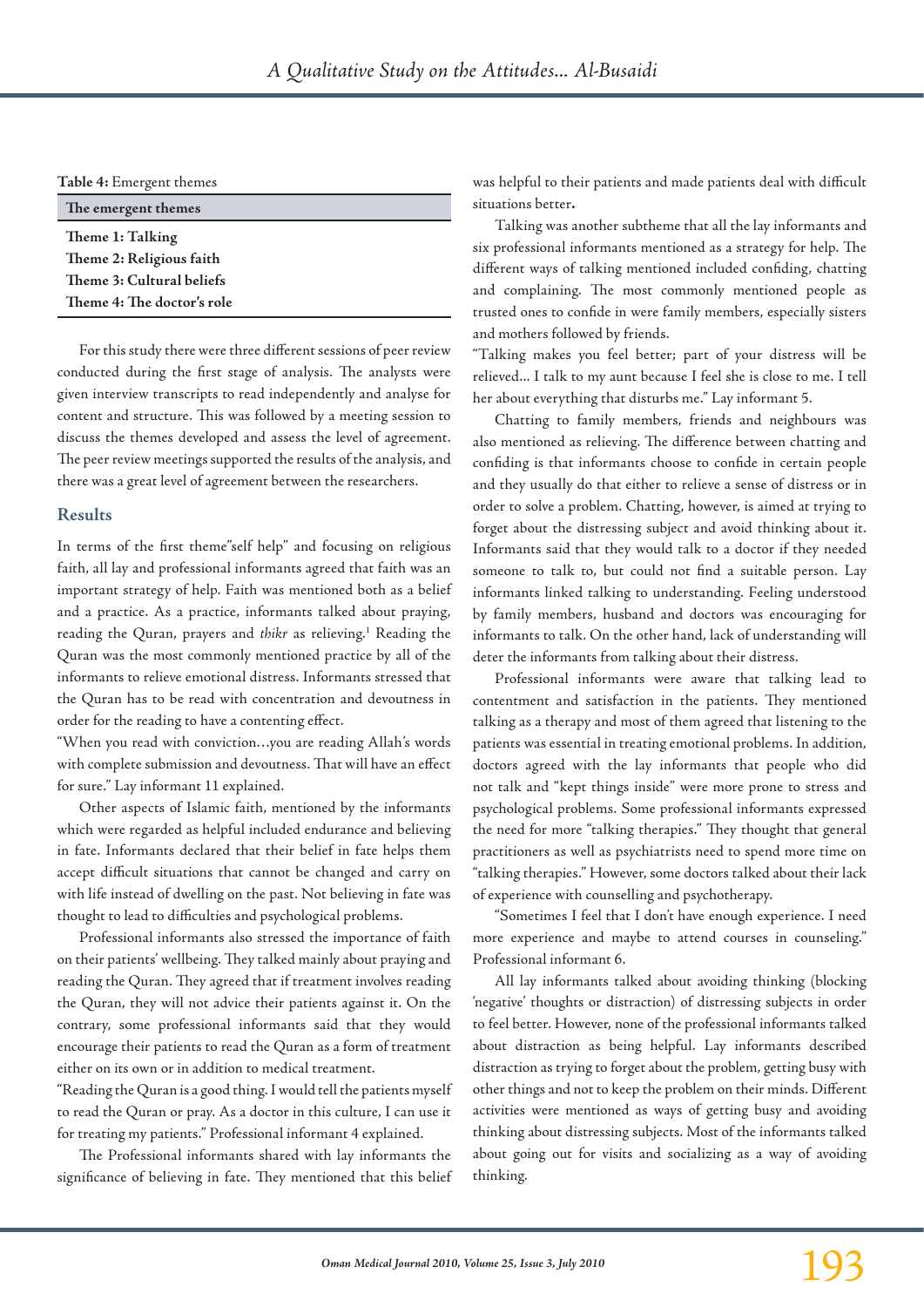**Table 4:** Emergent themes

| The emergent themes |
|---|
| **Theme 1: Talking** |
| **Theme 2: Religious faith** |
| **Theme 3: Cultural beliefs** |
| **Theme 4: The doctor's role** |

For this study there were three different sessions of peer review conducted during the first stage of analysis. The analysts were given interview transcripts to read independently and analyse for content and structure. This was followed by a meeting session to discuss the themes developed and assess the level of agreement. The peer review meetings supported the results of the analysis, and there was a great level of agreement between the researchers.

## Results

In terms of the first theme"self help" and focusing on religious faith, all lay and professional informants agreed that faith was an important strategy of help. Faith was mentioned both as a belief and a practice. As a practice, informants talked about praying, reading the Quran, prayers and *thikr* as relieving.[1] Reading the Quran was the most commonly mentioned practice by all of the informants to relieve emotional distress. Informants stressed that the Quran has to be read with concentration and devoutness in order for the reading to have a contenting effect.

"When you read with conviction…you are reading Allah's words with complete submission and devoutness. That will have an effect for sure." Lay informant 11 explained.

Other aspects of Islamic faith, mentioned by the informants which were regarded as helpful included endurance and believing in fate. Informants declared that their belief in fate helps them accept difficult situations that cannot be changed and carry on with life instead of dwelling on the past. Not believing in fate was thought to lead to difficulties and psychological problems.

Professional informants also stressed the importance of faith on their patients' wellbeing. They talked mainly about praying and reading the Quran. They agreed that if treatment involves reading the Quran, they will not advice their patients against it. On the contrary, some professional informants said that they would encourage their patients to read the Quran as a form of treatment either on its own or in addition to medical treatment.

"Reading the Quran is a good thing. I would tell the patients myself to read the Quran or pray. As a doctor in this culture, I can use it for treating my patients." Professional informant 4 explained.

The Professional informants shared with lay informants the significance of believing in fate. They mentioned that this belief was helpful to their patients and made patients deal with difficult situations better.

Talking was another subtheme that all the lay informants and six professional informants mentioned as a strategy for help. The different ways of talking mentioned included confiding, chatting and complaining. The most commonly mentioned people as trusted ones to confide in were family members, especially sisters and mothers followed by friends.

"Talking makes you feel better; part of your distress will be relieved… I talk to my aunt because I feel she is close to me. I tell her about everything that disturbs me." Lay informant 5.

Chatting to family members, friends and neighbours was also mentioned as relieving. The difference between chatting and confiding is that informants choose to confide in certain people and they usually do that either to relieve a sense of distress or in order to solve a problem. Chatting, however, is aimed at trying to forget about the distressing subject and avoid thinking about it. Informants said that they would talk to a doctor if they needed someone to talk to, but could not find a suitable person. Lay informants linked talking to understanding. Feeling understood by family members, husband and doctors was encouraging for informants to talk. On the other hand, lack of understanding will deter the informants from talking about their distress.

Professional informants were aware that talking lead to contentment and satisfaction in the patients. They mentioned talking as a therapy and most of them agreed that listening to the patients was essential in treating emotional problems. In addition, doctors agreed with the lay informants that people who did not talk and "kept things inside" were more prone to stress and psychological problems. Some professional informants expressed the need for more "talking therapies." They thought that general practitioners as well as psychiatrists need to spend more time on "talking therapies." However, some doctors talked about their lack of experience with counselling and psychotherapy.

"Sometimes I feel that I don't have enough experience. I need more experience and maybe to attend courses in counseling." Professional informant 6.

All lay informants talked about avoiding thinking (blocking 'negative' thoughts or distraction) of distressing subjects in order to feel better. However, none of the professional informants talked about distraction as being helpful. Lay informants described distraction as trying to forget about the problem, getting busy with other things and not to keep the problem on their minds. Different activities were mentioned as ways of getting busy and avoiding thinking about distressing subjects. Most of the informants talked about going out for visits and socializing as a way of avoiding thinking.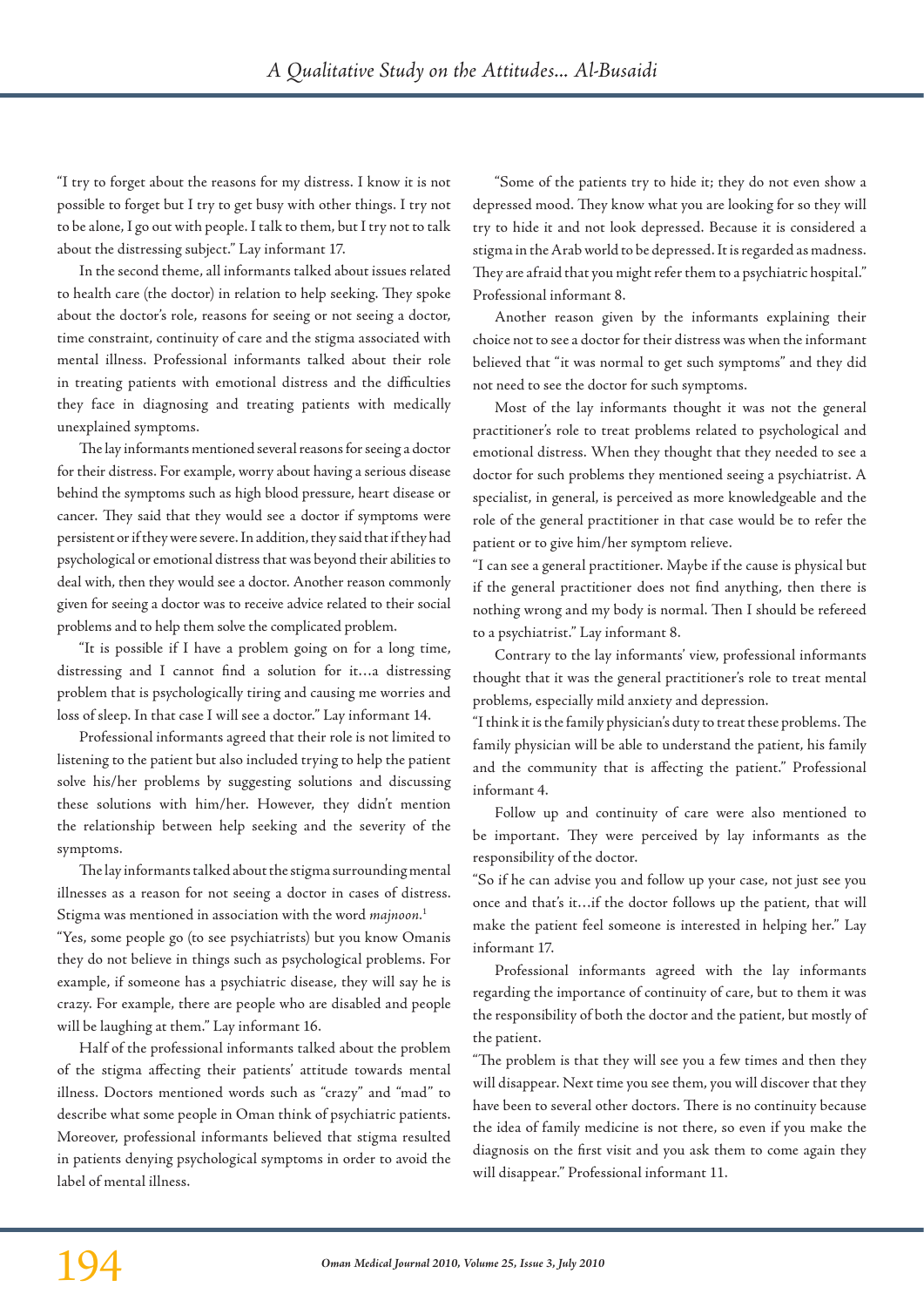"I try to forget about the reasons for my distress. I know it is not possible to forget but I try to get busy with other things. I try not to be alone, I go out with people. I talk to them, but I try not to talk about the distressing subject." Lay informant 17.

In the second theme, all informants talked about issues related to health care (the doctor) in relation to help seeking. They spoke about the doctor's role, reasons for seeing or not seeing a doctor, time constraint, continuity of care and the stigma associated with mental illness. Professional informants talked about their role in treating patients with emotional distress and the difficulties they face in diagnosing and treating patients with medically unexplained symptoms.

The lay informants mentioned several reasons for seeing a doctor for their distress. For example, worry about having a serious disease behind the symptoms such as high blood pressure, heart disease or cancer. They said that they would see a doctor if symptoms were persistent or if they were severe. In addition, they said that if they had psychological or emotional distress that was beyond their abilities to deal with, then they would see a doctor. Another reason commonly given for seeing a doctor was to receive advice related to their social problems and to help them solve the complicated problem.

"It is possible if I have a problem going on for a long time, distressing and I cannot find a solution for it…a distressing problem that is psychologically tiring and causing me worries and loss of sleep. In that case I will see a doctor." Lay informant 14.

Professional informants agreed that their role is not limited to listening to the patient but also included trying to help the patient solve his/her problems by suggesting solutions and discussing these solutions with him/her. However, they didn't mention the relationship between help seeking and the severity of the symptoms.

The lay informants talked about the stigma surrounding mental illnesses as a reason for not seeing a doctor in cases of distress. Stigma was mentioned in association with the word *majnoon*.[1]

"Yes, some people go (to see psychiatrists) but you know Omanis they do not believe in things such as psychological problems. For example, if someone has a psychiatric disease, they will say he is crazy. For example, there are people who are disabled and people will be laughing at them." Lay informant 16.

Half of the professional informants talked about the problem of the stigma affecting their patients' attitude towards mental illness. Doctors mentioned words such as "crazy" and "mad" to describe what some people in Oman think of psychiatric patients. Moreover, professional informants believed that stigma resulted in patients denying psychological symptoms in order to avoid the label of mental illness.

"Some of the patients try to hide it; they do not even show a depressed mood. They know what you are looking for so they will try to hide it and not look depressed. Because it is considered a stigma in the Arab world to be depressed. It is regarded as madness. They are afraid that you might refer them to a psychiatric hospital." Professional informant 8.

Another reason given by the informants explaining their choice not to see a doctor for their distress was when the informant believed that "it was normal to get such symptoms" and they did not need to see the doctor for such symptoms.

Most of the lay informants thought it was not the general practitioner's role to treat problems related to psychological and emotional distress. When they thought that they needed to see a doctor for such problems they mentioned seeing a psychiatrist. A specialist, in general, is perceived as more knowledgeable and the role of the general practitioner in that case would be to refer the patient or to give him/her symptom relieve.

"I can see a general practitioner. Maybe if the cause is physical but if the general practitioner does not find anything, then there is nothing wrong and my body is normal. Then I should be refereed to a psychiatrist." Lay informant 8.

Contrary to the lay informants' view, professional informants thought that it was the general practitioner's role to treat mental problems, especially mild anxiety and depression.

"I think it is the family physician's duty to treat these problems. The family physician will be able to understand the patient, his family and the community that is affecting the patient." Professional informant 4.

Follow up and continuity of care were also mentioned to be important. They were perceived by lay informants as the responsibility of the doctor.

"So if he can advise you and follow up your case, not just see you once and that's it…if the doctor follows up the patient, that will make the patient feel someone is interested in helping her." Lay informant 17.

Professional informants agreed with the lay informants regarding the importance of continuity of care, but to them it was the responsibility of both the doctor and the patient, but mostly of the patient.

"The problem is that they will see you a few times and then they will disappear. Next time you see them, you will discover that they have been to several other doctors. There is no continuity because the idea of family medicine is not there, so even if you make the diagnosis on the first visit and you ask them to come again they will disappear." Professional informant 11.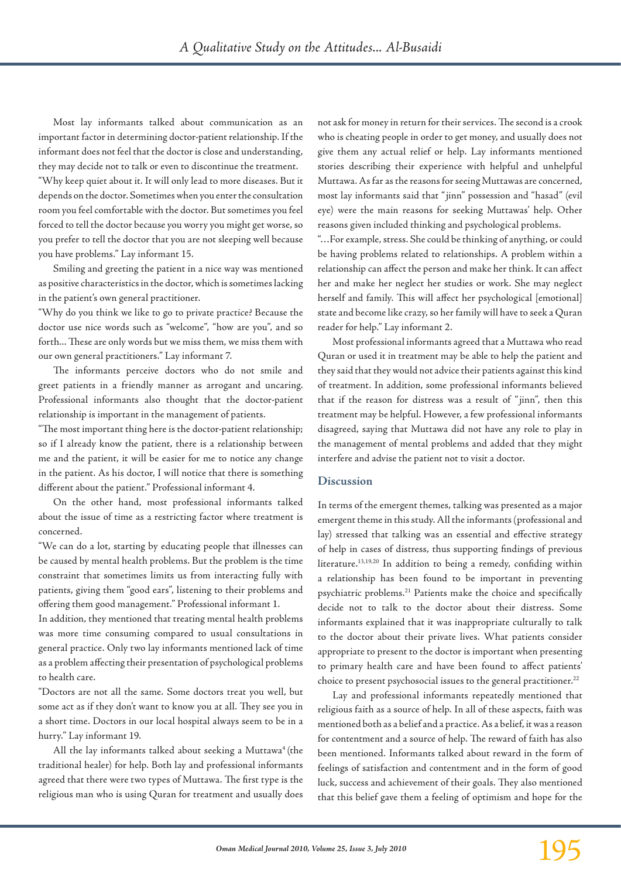Most lay informants talked about communication as an important factor in determining doctor-patient relationship. If the informant does not feel that the doctor is close and understanding, they may decide not to talk or even to discontinue the treatment.

"Why keep quiet about it. It will only lead to more diseases. But it depends on the doctor. Sometimes when you enter the consultation room you feel comfortable with the doctor. But sometimes you feel forced to tell the doctor because you worry you might get worse, so you prefer to tell the doctor that you are not sleeping well because you have problems." Lay informant 15.

Smiling and greeting the patient in a nice way was mentioned as positive characteristics in the doctor, which is sometimes lacking in the patient's own general practitioner.

"Why do you think we like to go to private practice? Because the doctor use nice words such as "welcome", "how are you", and so forth... These are only words but we miss them, we miss them with our own general practitioners." Lay informant 7.

The informants perceive doctors who do not smile and greet patients in a friendly manner as arrogant and uncaring. Professional informants also thought that the doctor-patient relationship is important in the management of patients.

"The most important thing here is the doctor-patient relationship; so if I already know the patient, there is a relationship between me and the patient, it will be easier for me to notice any change in the patient. As his doctor, I will notice that there is something different about the patient." Professional informant 4.

On the other hand, most professional informants talked about the issue of time as a restricting factor where treatment is concerned.

"We can do a lot, starting by educating people that illnesses can be caused by mental health problems. But the problem is the time constraint that sometimes limits us from interacting fully with patients, giving them "good ears", listening to their problems and offering them good management." Professional informant 1.

In addition, they mentioned that treating mental health problems was more time consuming compared to usual consultations in general practice. Only two lay informants mentioned lack of time as a problem affecting their presentation of psychological problems to health care.

"Doctors are not all the same. Some doctors treat you well, but some act as if they don't want to know you at all. They see you in a short time. Doctors in our local hospital always seem to be in a hurry." Lay informant 19.

All the lay informants talked about seeking a Muttawa[4] (the traditional healer) for help. Both lay and professional informants agreed that there were two types of Muttawa. The first type is the religious man who is using Quran for treatment and usually does not ask for money in return for their services. The second is a crook who is cheating people in order to get money, and usually does not give them any actual relief or help. Lay informants mentioned stories describing their experience with helpful and unhelpful Muttawa. As far as the reasons for seeing Muttawas are concerned, most lay informants said that "jinn" possession and "hasad" (evil eye) were the main reasons for seeking Muttawas' help. Other reasons given included thinking and psychological problems.

"…For example, stress. She could be thinking of anything, or could be having problems related to relationships. A problem within a relationship can affect the person and make her think. It can affect her and make her neglect her studies or work. She may neglect herself and family. This will affect her psychological [emotional] state and become like crazy, so her family will have to seek a Quran reader for help." Lay informant 2.

Most professional informants agreed that a Muttawa who read Quran or used it in treatment may be able to help the patient and they said that they would not advice their patients against this kind of treatment. In addition, some professional informants believed that if the reason for distress was a result of "jinn", then this treatment may be helpful. However, a few professional informants disagreed, saying that Muttawa did not have any role to play in the management of mental problems and added that they might interfere and advise the patient not to visit a doctor.

## Discussion

In terms of the emergent themes, talking was presented as a major emergent theme in this study. All the informants (professional and lay) stressed that talking was an essential and effective strategy of help in cases of distress, thus supporting findings of previous literature.[13,19,20] In addition to being a remedy, confiding within a relationship has been found to be important in preventing psychiatric problems.[21] Patients make the choice and specifically decide not to talk to the doctor about their distress. Some informants explained that it was inappropriate culturally to talk to the doctor about their private lives. What patients consider appropriate to present to the doctor is important when presenting to primary health care and have been found to affect patients' choice to present psychosocial issues to the general practitioner.[22]

Lay and professional informants repeatedly mentioned that religious faith as a source of help. In all of these aspects, faith was mentioned both as a belief and a practice. As a belief, it was a reason for contentment and a source of help. The reward of faith has also been mentioned. Informants talked about reward in the form of feelings of satisfaction and contentment and in the form of good luck, success and achievement of their goals. They also mentioned that this belief gave them a feeling of optimism and hope for the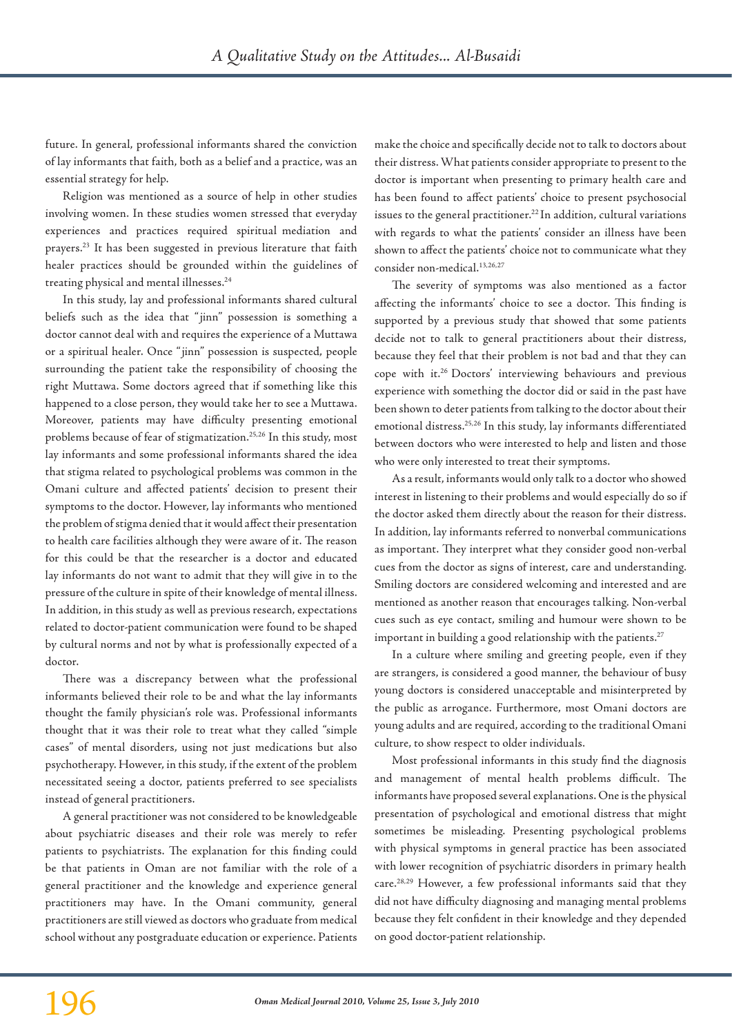future. In general, professional informants shared the conviction of lay informants that faith, both as a belief and a practice, was an essential strategy for help.

Religion was mentioned as a source of help in other studies involving women. In these studies women stressed that everyday experiences and practices required spiritual mediation and prayers.[23] It has been suggested in previous literature that faith healer practices should be grounded within the guidelines of treating physical and mental illnesses.[24]

In this study, lay and professional informants shared cultural beliefs such as the idea that "jinn" possession is something a doctor cannot deal with and requires the experience of a Muttawa or a spiritual healer. Once "jinn" possession is suspected, people surrounding the patient take the responsibility of choosing the right Muttawa. Some doctors agreed that if something like this happened to a close person, they would take her to see a Muttawa. Moreover, patients may have difficulty presenting emotional problems because of fear of stigmatization.[25,26] In this study, most lay informants and some professional informants shared the idea that stigma related to psychological problems was common in the Omani culture and affected patients' decision to present their symptoms to the doctor. However, lay informants who mentioned the problem of stigma denied that it would affect their presentation to health care facilities although they were aware of it. The reason for this could be that the researcher is a doctor and educated lay informants do not want to admit that they will give in to the pressure of the culture in spite of their knowledge of mental illness. In addition, in this study as well as previous research, expectations related to doctor-patient communication were found to be shaped by cultural norms and not by what is professionally expected of a doctor.

There was a discrepancy between what the professional informants believed their role to be and what the lay informants thought the family physician's role was. Professional informants thought that it was their role to treat what they called "simple cases" of mental disorders, using not just medications but also psychotherapy. However, in this study, if the extent of the problem necessitated seeing a doctor, patients preferred to see specialists instead of general practitioners.

A general practitioner was not considered to be knowledgeable about psychiatric diseases and their role was merely to refer patients to psychiatrists. The explanation for this finding could be that patients in Oman are not familiar with the role of a general practitioner and the knowledge and experience general practitioners may have. In the Omani community, general practitioners are still viewed as doctors who graduate from medical school without any postgraduate education or experience. Patients make the choice and specifically decide not to talk to doctors about their distress. What patients consider appropriate to present to the doctor is important when presenting to primary health care and has been found to affect patients' choice to present psychosocial issues to the general practitioner.[22] In addition, cultural variations with regards to what the patients' consider an illness have been shown to affect the patients' choice not to communicate what they consider non-medical.[13,26,27]

The severity of symptoms was also mentioned as a factor affecting the informants' choice to see a doctor. This finding is supported by a previous study that showed that some patients decide not to talk to general practitioners about their distress, because they feel that their problem is not bad and that they can cope with it.[26] Doctors' interviewing behaviours and previous experience with something the doctor did or said in the past have been shown to deter patients from talking to the doctor about their emotional distress.[25,26] In this study, lay informants differentiated between doctors who were interested to help and listen and those who were only interested to treat their symptoms.

As a result, informants would only talk to a doctor who showed interest in listening to their problems and would especially do so if the doctor asked them directly about the reason for their distress. In addition, lay informants referred to nonverbal communications as important. They interpret what they consider good non-verbal cues from the doctor as signs of interest, care and understanding. Smiling doctors are considered welcoming and interested and are mentioned as another reason that encourages talking. Non-verbal cues such as eye contact, smiling and humour were shown to be important in building a good relationship with the patients.[27]

In a culture where smiling and greeting people, even if they are strangers, is considered a good manner, the behaviour of busy young doctors is considered unacceptable and misinterpreted by the public as arrogance. Furthermore, most Omani doctors are young adults and are required, according to the traditional Omani culture, to show respect to older individuals.

Most professional informants in this study find the diagnosis and management of mental health problems difficult. The informants have proposed several explanations. One is the physical presentation of psychological and emotional distress that might sometimes be misleading. Presenting psychological problems with physical symptoms in general practice has been associated with lower recognition of psychiatric disorders in primary health care.[28,29] However, a few professional informants said that they did not have difficulty diagnosing and managing mental problems because they felt confident in their knowledge and they depended on good doctor-patient relationship.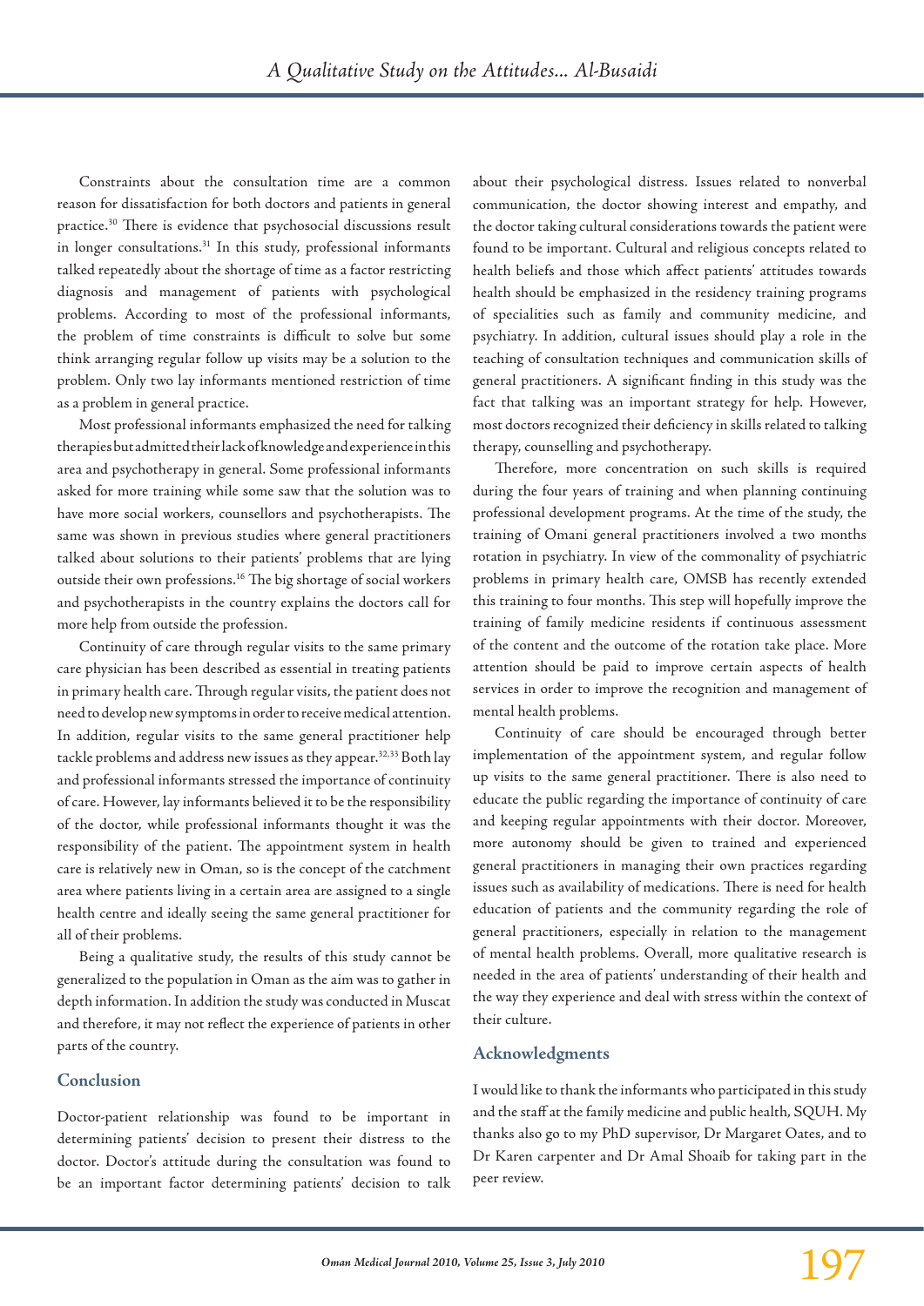Constraints about the consultation time are a common reason for dissatisfaction for both doctors and patients in general practice.[30] There is evidence that psychosocial discussions result in longer consultations.[31] In this study, professional informants talked repeatedly about the shortage of time as a factor restricting diagnosis and management of patients with psychological problems. According to most of the professional informants, the problem of time constraints is difficult to solve but some think arranging regular follow up visits may be a solution to the problem. Only two lay informants mentioned restriction of time as a problem in general practice.

Most professional informants emphasized the need for talking therapies but admitted their lack of knowledge and experience in this area and psychotherapy in general. Some professional informants asked for more training while some saw that the solution was to have more social workers, counsellors and psychotherapists. The same was shown in previous studies where general practitioners talked about solutions to their patients' problems that are lying outside their own professions.[16] The big shortage of social workers and psychotherapists in the country explains the doctors call for more help from outside the profession.

Continuity of care through regular visits to the same primary care physician has been described as essential in treating patients in primary health care. Through regular visits, the patient does not need to develop new symptoms in order to receive medical attention. In addition, regular visits to the same general practitioner help tackle problems and address new issues as they appear.[32,33] Both lay and professional informants stressed the importance of continuity of care. However, lay informants believed it to be the responsibility of the doctor, while professional informants thought it was the responsibility of the patient. The appointment system in health care is relatively new in Oman, so is the concept of the catchment area where patients living in a certain area are assigned to a single health centre and ideally seeing the same general practitioner for all of their problems.

Being a qualitative study, the results of this study cannot be generalized to the population in Oman as the aim was to gather in depth information. In addition the study was conducted in Muscat and therefore, it may not reflect the experience of patients in other parts of the country.

## Conclusion

Doctor-patient relationship was found to be important in determining patients' decision to present their distress to the doctor. Doctor's attitude during the consultation was found to be an important factor determining patients' decision to talk about their psychological distress. Issues related to nonverbal communication, the doctor showing interest and empathy, and the doctor taking cultural considerations towards the patient were found to be important. Cultural and religious concepts related to health beliefs and those which affect patients' attitudes towards health should be emphasized in the residency training programs of specialities such as family and community medicine, and psychiatry. In addition, cultural issues should play a role in the teaching of consultation techniques and communication skills of general practitioners. A significant finding in this study was the fact that talking was an important strategy for help. However, most doctors recognized their deficiency in skills related to talking therapy, counselling and psychotherapy.

Therefore, more concentration on such skills is required during the four years of training and when planning continuing professional development programs. At the time of the study, the training of Omani general practitioners involved a two months rotation in psychiatry. In view of the commonality of psychiatric problems in primary health care, OMSB has recently extended this training to four months. This step will hopefully improve the training of family medicine residents if continuous assessment of the content and the outcome of the rotation take place. More attention should be paid to improve certain aspects of health services in order to improve the recognition and management of mental health problems.

Continuity of care should be encouraged through better implementation of the appointment system, and regular follow up visits to the same general practitioner. There is also need to educate the public regarding the importance of continuity of care and keeping regular appointments with their doctor. Moreover, more autonomy should be given to trained and experienced general practitioners in managing their own practices regarding issues such as availability of medications. There is need for health education of patients and the community regarding the role of general practitioners, especially in relation to the management of mental health problems. Overall, more qualitative research is needed in the area of patients' understanding of their health and the way they experience and deal with stress within the context of their culture.

## Acknowledgments

I would like to thank the informants who participated in this study and the staff at the family medicine and public health, SQUH. My thanks also go to my PhD supervisor, Dr Margaret Oates, and to Dr Karen carpenter and Dr Amal Shoaib for taking part in the peer review.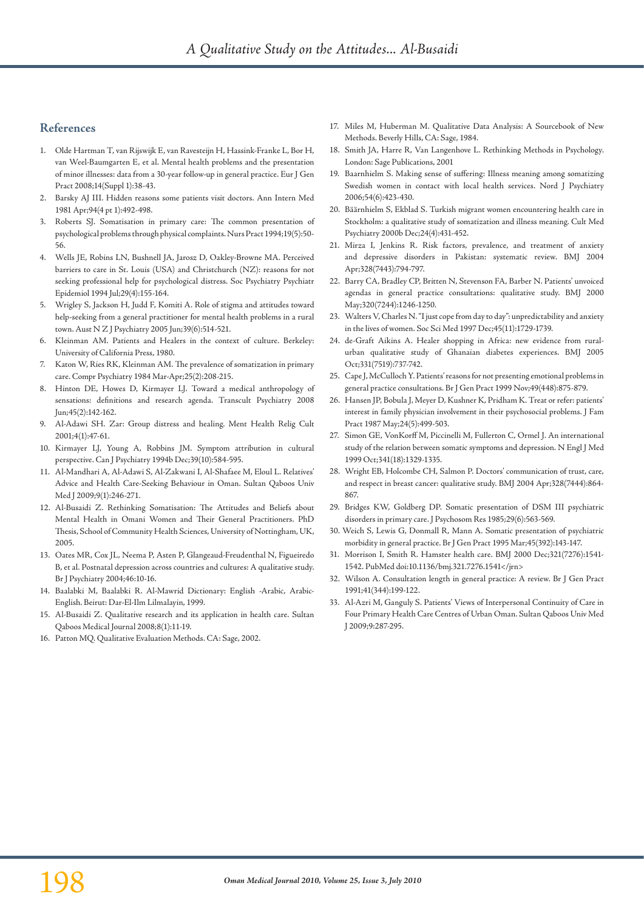## References

1. Olde Hartman T, van Rijswijk E, van Ravesteijn H, Hassink-Franke L, Bor H, van Weel-Baumgarten E, et al. Mental health problems and the presentation of minor illnesses: data from a 30-year follow-up in general practice. Eur J Gen Pract 2008;14(Suppl 1):38-43.
2. Barsky AJ III. Hidden reasons some patients visit doctors. Ann Intern Med 1981 Apr;94(4 pt 1):492-498.
3. Roberts SJ. Somatisation in primary care: The common presentation of psychological problems through physical complaints. Nurs Pract 1994;19(5):50-56.
4. Wells JE, Robins LN, Bushnell JA, Jarosz D, Oakley-Browne MA. Perceived barriers to care in St. Louis (USA) and Christchurch (NZ): reasons for not seeking professional help for psychological distress. Soc Psychiatry Psychiatr Epidemiol 1994 Jul;29(4):155-164.
5. Wrigley S, Jackson H, Judd F, Komiti A. Role of stigma and attitudes toward help-seeking from a general practitioner for mental health problems in a rural town. Aust N Z J Psychiatry 2005 Jun;39(6):514-521.
6. Kleinman AM. Patients and Healers in the context of culture. Berkeley: University of California Press, 1980.
7. Katon W, Ries RK, Kleinman AM. The prevalence of somatization in primary care. Compr Psychiatry 1984 Mar-Apr;25(2):208-215.
8. Hinton DE, Howes D, Kirmayer LJ. Toward a medical anthropology of sensations: definitions and research agenda. Transcult Psychiatry 2008 Jun;45(2):142-162.
9. Al-Adawi SH. Zar: Group distress and healing. Ment Health Relig Cult 2001;4(1):47-61.
10. Kirmayer LJ, Young A, Robbins JM. Symptom attribution in cultural perspective. Can J Psychiatry 1994b Dec;39(10):584-595.
11. Al-Mandhari A, Al-Adawi S, Al-Zakwani I, Al-Shafaee M, Eloul L. Relatives' Advice and Health Care-Seeking Behaviour in Oman. Sultan Qaboos Univ Med J 2009;9(1):246-271.
12. Al-Busaidi Z. Rethinking Somatisation: The Attitudes and Beliefs about Mental Health in Omani Women and Their General Practitioners. PhD Thesis, School of Community Health Sciences, University of Nottingham, UK, 2005.
13. Oates MR, Cox JL, Neema P, Asten P, Glangeaud-Freudenthal N, Figueiredo B, et al. Postnatal depression across countries and cultures: A qualitative study. Br J Psychiatry 2004;46:10-16.
14. Baalabki M, Baalabki R. Al-Mawrid Dictionary: English -Arabic, Arabic-English. Beirut: Dar-El-Ilm Lilmalayin, 1999.
15. Al-Busaidi Z. Qualitative research and its application in health care. Sultan Qaboos Medical Journal 2008;8(1):11-19.
16. Patton MQ. Qualitative Evaluation Methods. CA: Sage, 2002.
17. Miles M, Huberman M. Qualitative Data Analysis: A Sourcebook of New Methods. Beverly Hills, CA: Sage, 1984.
18. Smith JA, Harre R, Van Langenhove L. Rethinking Methods in Psychology. London: Sage Publications, 2001
19. Baarnhielm S. Making sense of suffering: Illness meaning among somatizing Swedish women in contact with local health services. Nord J Psychiatry 2006;54(6):423-430.
20. Bäärnhielm S, Ekblad S. Turkish migrant women encountering health care in Stockholm: a qualitative study of somatization and illness meaning. Cult Med Psychiatry 2000b Dec;24(4):431-452.
21. Mirza I, Jenkins R. Risk factors, prevalence, and treatment of anxiety and depressive disorders in Pakistan: systematic review. BMJ 2004 Apr;328(7443):794-797.
22. Barry CA, Bradley CP, Britten N, Stevenson FA, Barber N. Patients' unvoiced agendas in general practice consultations: qualitative study. BMJ 2000 May;320(7244):1246-1250.
23. Walters V, Charles N. "I just cope from day to day": unpredictability and anxiety in the lives of women. Soc Sci Med 1997 Dec;45(11):1729-1739.
24. de-Graft Aikins A. Healer shopping in Africa: new evidence from rural-urban qualitative study of Ghanaian diabetes experiences. BMJ 2005 Oct;331(7519):737-742.
25. Cape J, McCulloch Y. Patients' reasons for not presenting emotional problems in general practice consultations. Br J Gen Pract 1999 Nov;49(448):875-879.
26. Hansen JP, Bobula J, Meyer D, Kushner K, Pridham K. Treat or refer: patients' interest in family physician involvement in their psychosocial problems. J Fam Pract 1987 May;24(5):499-503.
27. Simon GE, VonKorff M, Piccinelli M, Fullerton C, Ormel J. An international study of the relation between somatic symptoms and depression. N Engl J Med 1999 Oct;341(18):1329-1335.
28. Wright EB, Holcombe CH, Salmon P. Doctors' communication of trust, care, and respect in breast cancer: qualitative study. BMJ 2004 Apr;328(7444):864-867.
29. Bridges KW, Goldberg DP. Somatic presentation of DSM III psychiatric disorders in primary care. J Psychosom Res 1985;29(6):563-569.
30. Weich S, Lewis G, Donmall R, Mann A. Somatic presentation of psychiatric morbidity in general practice. Br J Gen Pract 1995 Mar;45(392):143-147.
31. Morrison I, Smith R. Hamster health care. BMJ 2000 Dec;321(7276):1541-1542. PubMed doi:10.1136/bmj.321.7276.1541</jrn>
32. Wilson A. Consultation length in general practice: A review. Br J Gen Pract 1991;41(344):199-122.
33. Al-Azri M, Ganguly S. Patients' Views of Interpersonal Continuity of Care in Four Primary Health Care Centres of Urban Oman. Sultan Qaboos Univ Med J 2009;9:287-295.